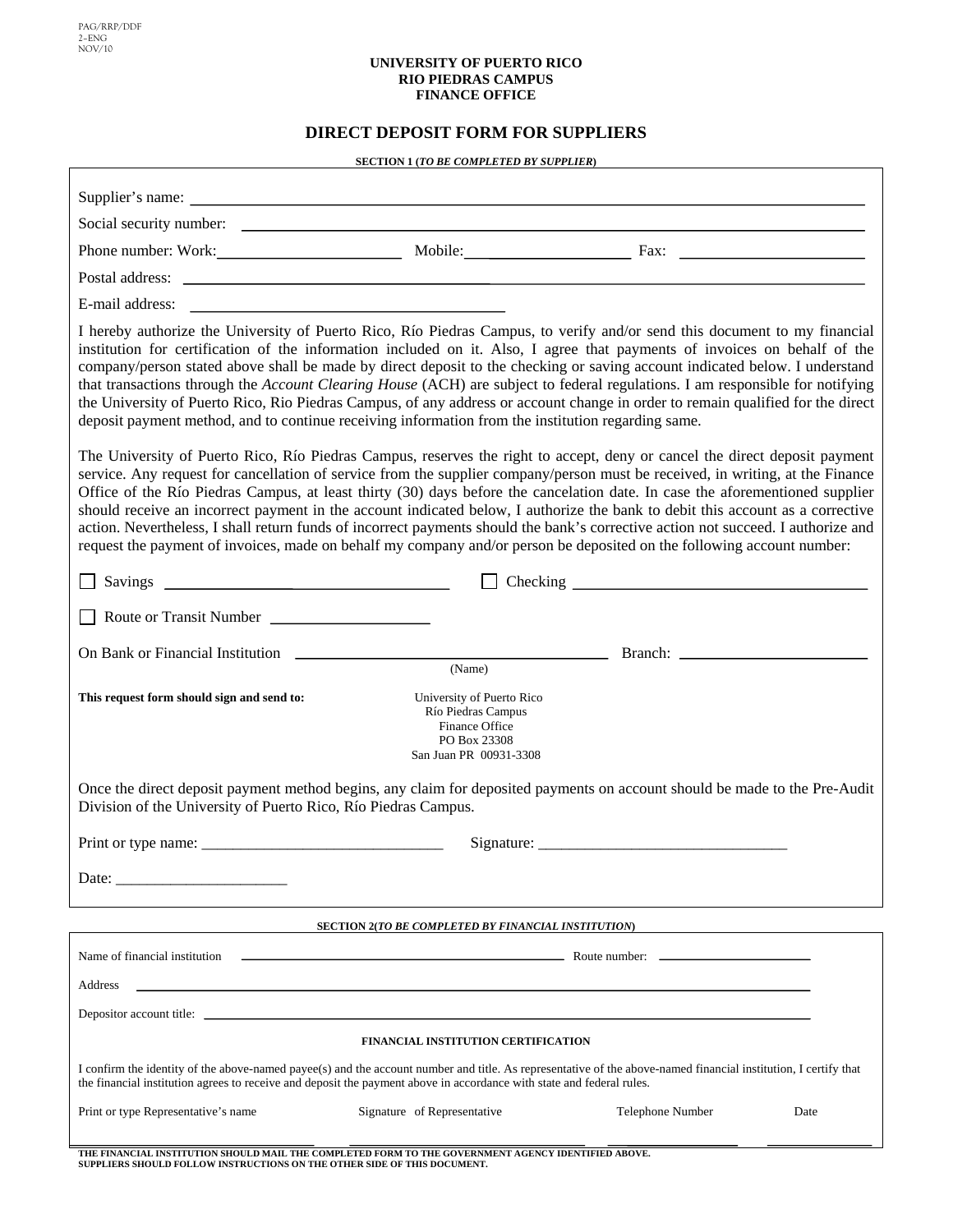PAG/RRP/DDF
2-ENG
NOV/10

**UNIVERSITY OF PUERTO RICO**
**RIO PIEDRAS CAMPUS**
**FINANCE OFFICE**

# DIRECT DEPOSIT FORM FOR SUPPLIERS

**SECTION 1 (*TO BE COMPLETED BY SUPPLIER*)**

Supplier's name: ______________________________

Social security number: ______________________________

Phone number: Work: ______________ Mobile: ______________ Fax: ______________

Postal address: ______________________________

E-mail address: ______________________________

I hereby authorize the University of Puerto Rico, Río Piedras Campus, to verify and/or send this document to my financial institution for certification of the information included on it. Also, I agree that payments of invoices on behalf of the company/person stated above shall be made by direct deposit to the checking or saving account indicated below. I understand that transactions through the *Account Clearing House* (ACH) are subject to federal regulations. I am responsible for notifying the University of Puerto Rico, Rio Piedras Campus, of any address or account change in order to remain qualified for the direct deposit payment method, and to continue receiving information from the institution regarding same.

The University of Puerto Rico, Río Piedras Campus, reserves the right to accept, deny or cancel the direct deposit payment service. Any request for cancellation of service from the supplier company/person must be received, in writing, at the Finance Office of the Río Piedras Campus, at least thirty (30) days before the cancelation date. In case the aforementioned supplier should receive an incorrect payment in the account indicated below, I authorize the bank to debit this account as a corrective action. Nevertheless, I shall return funds of incorrect payments should the bank's corrective action not succeed. I authorize and request the payment of invoices, made on behalf my company and/or person be deposited on the following account number:

☐ Savings ______________________ ☐ Checking ______________________

☐ Route or Transit Number ______________

On Bank or Financial Institution ______________________ (Name) Branch: ______________

**This request form should sign and send to:**

University of Puerto Rico
Río Piedras Campus
Finance Office
PO Box 23308
San Juan PR 00931-3308

Once the direct deposit payment method begins, any claim for deposited payments on account should be made to the Pre-Audit Division of the University of Puerto Rico, Río Piedras Campus.

Print or type name: ______________________ Signature: ______________________

Date: ______________

**SECTION 2(*TO BE COMPLETED BY FINANCIAL INSTITUTION*)**

Name of financial institution ______________________ Route number: ______________

Address ______________________________

Depositor account title: ______________________________

**FINANCIAL INSTITUTION CERTIFICATION**

I confirm the identity of the above-named payee(s) and the account number and title. As representative of the above-named financial institution, I certify that the financial institution agrees to receive and deposit the payment above in accordance with state and federal rules.

| Print or type Representative's name | Signature of Representative | Telephone Number | Date |
|---|---|---|---|
| | | | |

**THE FINANCIAL INSTITUTION SHOULD MAIL THE COMPLETED FORM TO THE GOVERNMENT AGENCY IDENTIFIED ABOVE.**
**SUPPLIERS SHOULD FOLLOW INSTRUCTIONS ON THE OTHER SIDE OF THIS DOCUMENT.**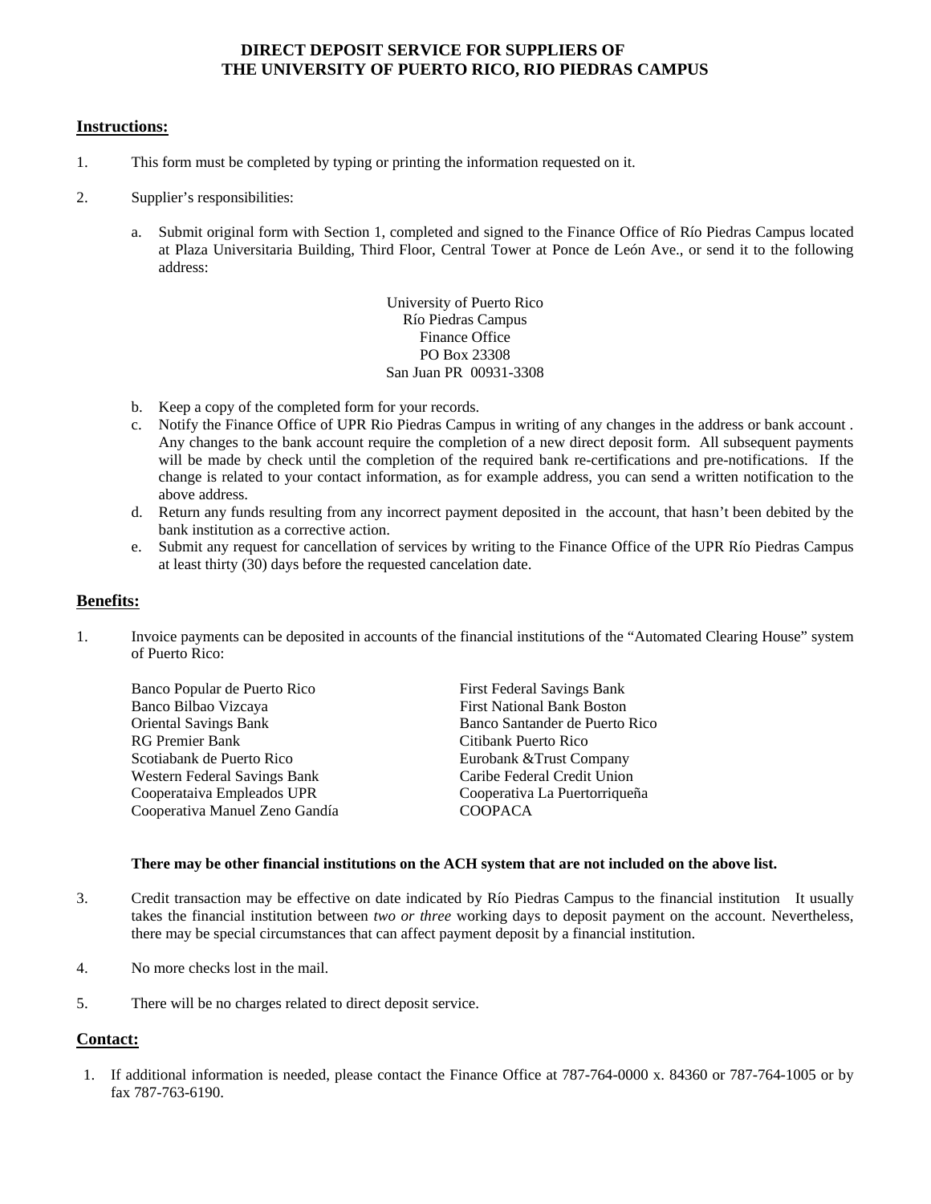# DIRECT DEPOSIT SERVICE FOR SUPPLIERS OF THE UNIVERSITY OF PUERTO RICO, RIO PIEDRAS CAMPUS

## Instructions:

1. This form must be completed by typing or printing the information requested on it.

2. Supplier's responsibilities:

   a. Submit original form with Section 1, completed and signed to the Finance Office of Río Piedras Campus located at Plaza Universitaria Building, Third Floor, Central Tower at Ponce de León Ave., or send it to the following address:

      University of Puerto Rico
      Río Piedras Campus
      Finance Office
      PO Box 23308
      San Juan PR 00931-3308

   b. Keep a copy of the completed form for your records.
   c. Notify the Finance Office of UPR Rio Piedras Campus in writing of any changes in the address or bank account . Any changes to the bank account require the completion of a new direct deposit form. All subsequent payments will be made by check until the completion of the required bank re-certifications and pre-notifications. If the change is related to your contact information, as for example address, you can send a written notification to the above address.
   d. Return any funds resulting from any incorrect payment deposited in the account, that hasn't been debited by the bank institution as a corrective action.
   e. Submit any request for cancellation of services by writing to the Finance Office of the UPR Río Piedras Campus at least thirty (30) days before the requested cancelation date.

## Benefits:

1. Invoice payments can be deposited in accounts of the financial institutions of the "Automated Clearing House" system of Puerto Rico:

   - Banco Popular de Puerto Rico
   - Banco Bilbao Vizcaya
   - Oriental Savings Bank
   - RG Premier Bank
   - Scotiabank de Puerto Rico
   - Western Federal Savings Bank
   - Cooperataiva Empleados UPR
   - Cooperativa Manuel Zeno Gandía
   - First Federal Savings Bank
   - First National Bank Boston
   - Banco Santander de Puerto Rico
   - Citibank Puerto Rico
   - Eurobank &Trust Company
   - Caribe Federal Credit Union
   - Cooperativa La Puertorriqueña
   - COOPACA

   **There may be other financial institutions on the ACH system that are not included on the above list.**

3. Credit transaction may be effective on date indicated by Río Piedras Campus to the financial institution It usually takes the financial institution between *two or three* working days to deposit payment on the account. Nevertheless, there may be special circumstances that can affect payment deposit by a financial institution.

4. No more checks lost in the mail.

5. There will be no charges related to direct deposit service.

## Contact:

1. If additional information is needed, please contact the Finance Office at 787-764-0000 x. 84360 or 787-764-1005 or by fax 787-763-6190.